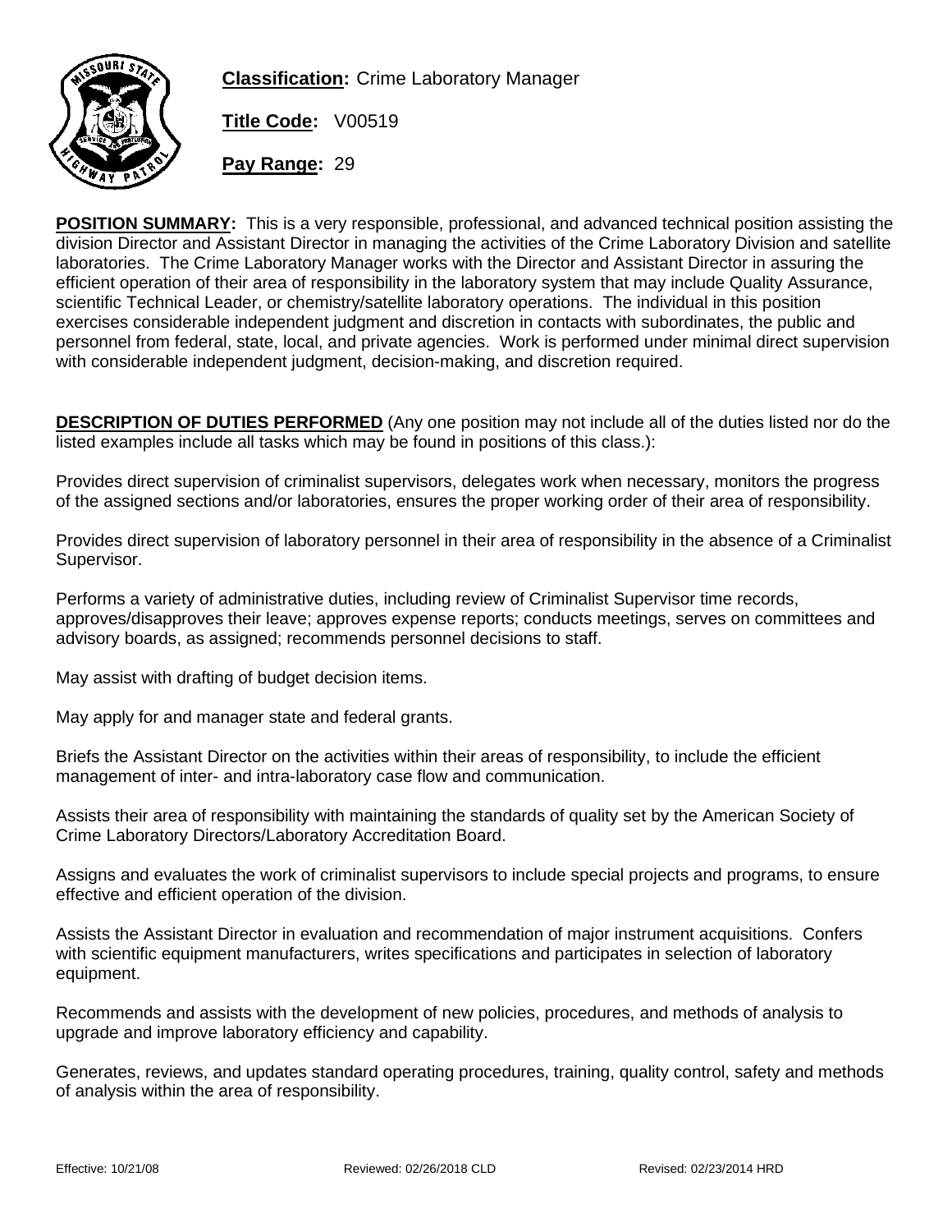**Classification:** Crime Laboratory Manager

**Title Code:** V00519

**Pay Range:** 29

**POSITION SUMMARY:** This is a very responsible, professional, and advanced technical position assisting the division Director and Assistant Director in managing the activities of the Crime Laboratory Division and satellite laboratories. The Crime Laboratory Manager works with the Director and Assistant Director in assuring the efficient operation of their area of responsibility in the laboratory system that may include Quality Assurance, scientific Technical Leader, or chemistry/satellite laboratory operations. The individual in this position exercises considerable independent judgment and discretion in contacts with subordinates, the public and personnel from federal, state, local, and private agencies. Work is performed under minimal direct supervision with considerable independent judgment, decision-making, and discretion required.

**DESCRIPTION OF DUTIES PERFORMED** (Any one position may not include all of the duties listed nor do the listed examples include all tasks which may be found in positions of this class.):

Provides direct supervision of criminalist supervisors, delegates work when necessary, monitors the progress of the assigned sections and/or laboratories, ensures the proper working order of their area of responsibility.

Provides direct supervision of laboratory personnel in their area of responsibility in the absence of a Criminalist Supervisor.

Performs a variety of administrative duties, including review of Criminalist Supervisor time records, approves/disapproves their leave; approves expense reports; conducts meetings, serves on committees and advisory boards, as assigned; recommends personnel decisions to staff.

May assist with drafting of budget decision items.

May apply for and manager state and federal grants.

Briefs the Assistant Director on the activities within their areas of responsibility, to include the efficient management of inter- and intra-laboratory case flow and communication.

Assists their area of responsibility with maintaining the standards of quality set by the American Society of Crime Laboratory Directors/Laboratory Accreditation Board.

Assigns and evaluates the work of criminalist supervisors to include special projects and programs, to ensure effective and efficient operation of the division.

Assists the Assistant Director in evaluation and recommendation of major instrument acquisitions. Confers with scientific equipment manufacturers, writes specifications and participates in selection of laboratory equipment.

Recommends and assists with the development of new policies, procedures, and methods of analysis to upgrade and improve laboratory efficiency and capability.

Generates, reviews, and updates standard operating procedures, training, quality control, safety and methods of analysis within the area of responsibility.

Effective: 10/21/08 Reviewed: 02/26/2018 CLD Revised: 02/23/2014 HRD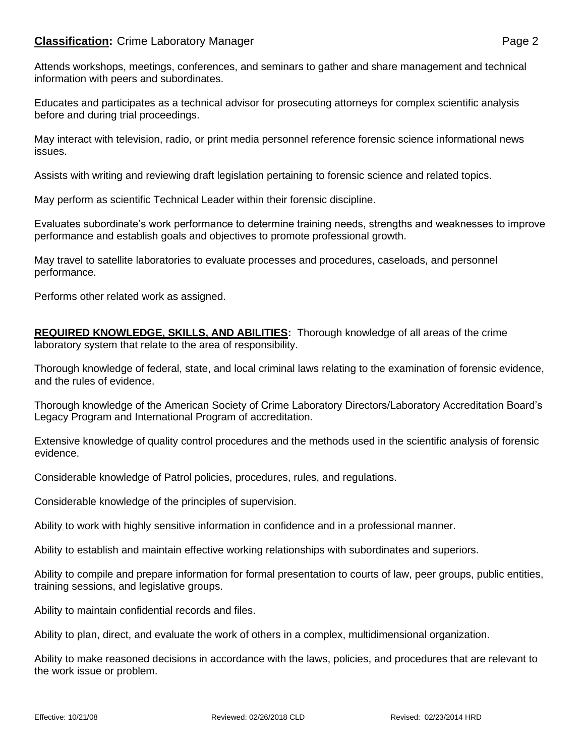Attends workshops, meetings, conferences, and seminars to gather and share management and technical information with peers and subordinates.

Educates and participates as a technical advisor for prosecuting attorneys for complex scientific analysis before and during trial proceedings.

May interact with television, radio, or print media personnel reference forensic science informational news issues.

Assists with writing and reviewing draft legislation pertaining to forensic science and related topics.

May perform as scientific Technical Leader within their forensic discipline.

Evaluates subordinate's work performance to determine training needs, strengths and weaknesses to improve performance and establish goals and objectives to promote professional growth.

May travel to satellite laboratories to evaluate processes and procedures, caseloads, and personnel performance.

Performs other related work as assigned.

**REQUIRED KNOWLEDGE, SKILLS, AND ABILITIES:** Thorough knowledge of all areas of the crime laboratory system that relate to the area of responsibility.

Thorough knowledge of federal, state, and local criminal laws relating to the examination of forensic evidence, and the rules of evidence.

Thorough knowledge of the American Society of Crime Laboratory Directors/Laboratory Accreditation Board's Legacy Program and International Program of accreditation.

Extensive knowledge of quality control procedures and the methods used in the scientific analysis of forensic evidence.

Considerable knowledge of Patrol policies, procedures, rules, and regulations.

Considerable knowledge of the principles of supervision.

Ability to work with highly sensitive information in confidence and in a professional manner.

Ability to establish and maintain effective working relationships with subordinates and superiors.

Ability to compile and prepare information for formal presentation to courts of law, peer groups, public entities, training sessions, and legislative groups.

Ability to maintain confidential records and files.

Ability to plan, direct, and evaluate the work of others in a complex, multidimensional organization.

Ability to make reasoned decisions in accordance with the laws, policies, and procedures that are relevant to the work issue or problem.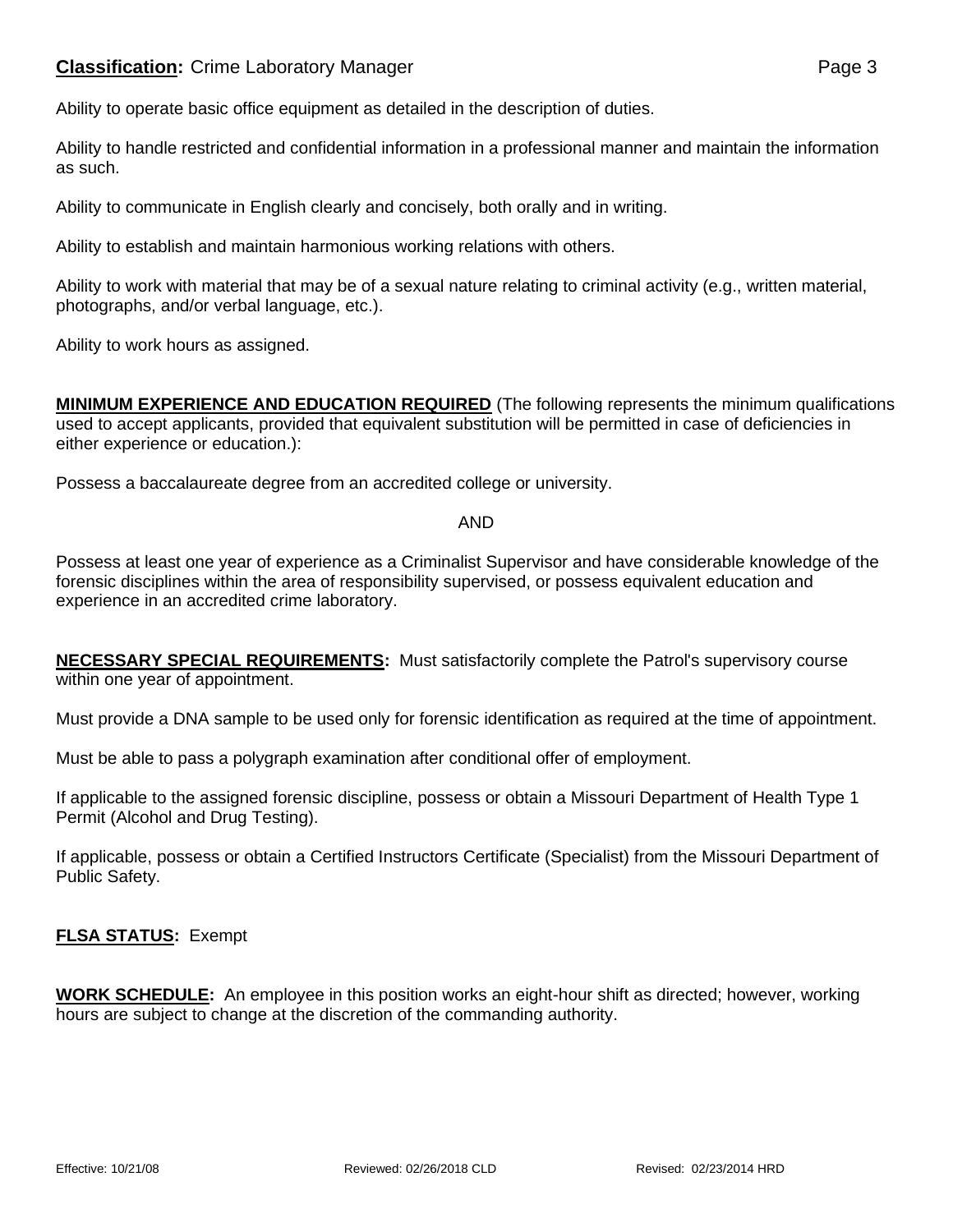Ability to operate basic office equipment as detailed in the description of duties.

Ability to handle restricted and confidential information in a professional manner and maintain the information as such.

Ability to communicate in English clearly and concisely, both orally and in writing.

Ability to establish and maintain harmonious working relations with others.

Ability to work with material that may be of a sexual nature relating to criminal activity (e.g., written material, photographs, and/or verbal language, etc.).

Ability to work hours as assigned.

**MINIMUM EXPERIENCE AND EDUCATION REQUIRED** (The following represents the minimum qualifications used to accept applicants, provided that equivalent substitution will be permitted in case of deficiencies in either experience or education.):

Possess a baccalaureate degree from an accredited college or university.

AND

Possess at least one year of experience as a Criminalist Supervisor and have considerable knowledge of the forensic disciplines within the area of responsibility supervised, or possess equivalent education and experience in an accredited crime laboratory.

**NECESSARY SPECIAL REQUIREMENTS:** Must satisfactorily complete the Patrol's supervisory course within one year of appointment.

Must provide a DNA sample to be used only for forensic identification as required at the time of appointment.

Must be able to pass a polygraph examination after conditional offer of employment.

If applicable to the assigned forensic discipline, possess or obtain a Missouri Department of Health Type 1 Permit (Alcohol and Drug Testing).

If applicable, possess or obtain a Certified Instructors Certificate (Specialist) from the Missouri Department of Public Safety.

**FLSA STATUS:** Exempt

**WORK SCHEDULE:** An employee in this position works an eight-hour shift as directed; however, working hours are subject to change at the discretion of the commanding authority.

Effective: 10/21/08 Reviewed: 02/26/2018 CLD Revised: 02/23/2014 HRD